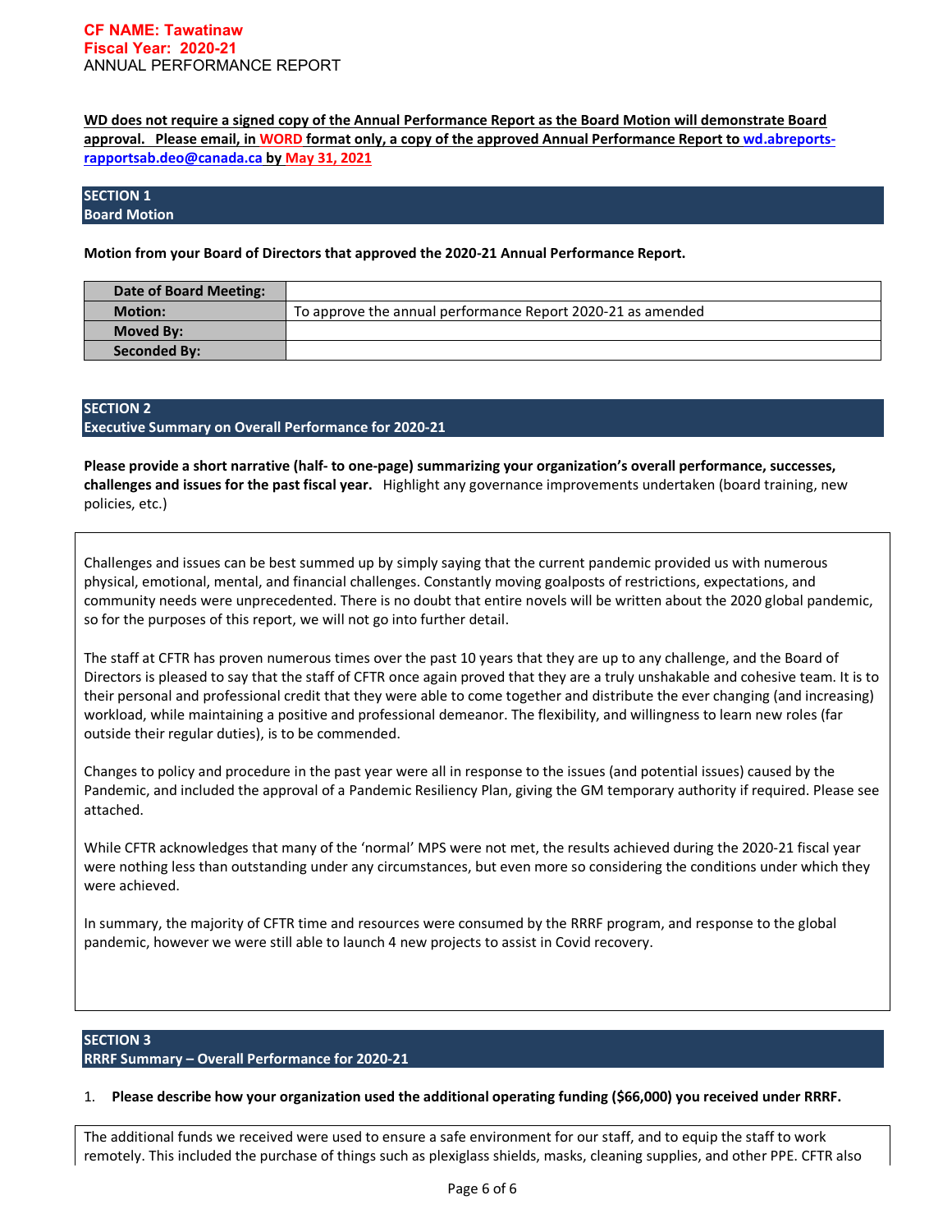**CF NAME: Tawatinaw**
**Fiscal Year: 2020-21**
ANNUAL PERFORMANCE REPORT

**WD does not require a signed copy of the Annual Performance Report as the Board Motion will demonstrate Board approval. Please email, in WORD format only, a copy of the approved Annual Performance Report to wd.abreports-rapportsab.deo@canada.ca by May 31, 2021**

## SECTION 1
## Board Motion

**Motion from your Board of Directors that approved the 2020-21 Annual Performance Report.**

| | |
|---|---|
| **Date of Board Meeting:** | |
| **Motion:** | To approve the annual performance Report 2020-21 as amended |
| **Moved By:** | |
| **Seconded By:** | |

## SECTION 2
## Executive Summary on Overall Performance for 2020-21

**Please provide a short narrative (half- to one-page) summarizing your organization's overall performance, successes, challenges and issues for the past fiscal year.** Highlight any governance improvements undertaken (board training, new policies, etc.)

Challenges and issues can be best summed up by simply saying that the current pandemic provided us with numerous physical, emotional, mental, and financial challenges. Constantly moving goalposts of restrictions, expectations, and community needs were unprecedented. There is no doubt that entire novels will be written about the 2020 global pandemic, so for the purposes of this report, we will not go into further detail.

The staff at CFTR has proven numerous times over the past 10 years that they are up to any challenge, and the Board of Directors is pleased to say that the staff of CFTR once again proved that they are a truly unshakable and cohesive team. It is to their personal and professional credit that they were able to come together and distribute the ever changing (and increasing) workload, while maintaining a positive and professional demeanor. The flexibility, and willingness to learn new roles (far outside their regular duties), is to be commended.

Changes to policy and procedure in the past year were all in response to the issues (and potential issues) caused by the Pandemic, and included the approval of a Pandemic Resiliency Plan, giving the GM temporary authority if required. Please see attached.

While CFTR acknowledges that many of the 'normal' MPS were not met, the results achieved during the 2020-21 fiscal year were nothing less than outstanding under any circumstances, but even more so considering the conditions under which they were achieved.

In summary, the majority of CFTR time and resources were consumed by the RRRF program, and response to the global pandemic, however we were still able to launch 4 new projects to assist in Covid recovery.

## SECTION 3
## RRRF Summary – Overall Performance for 2020-21

1. **Please describe how your organization used the additional operating funding ($66,000) you received under RRRF.**

The additional funds we received were used to ensure a safe environment for our staff, and to equip the staff to work remotely. This included the purchase of things such as plexiglass shields, masks, cleaning supplies, and other PPE. CFTR also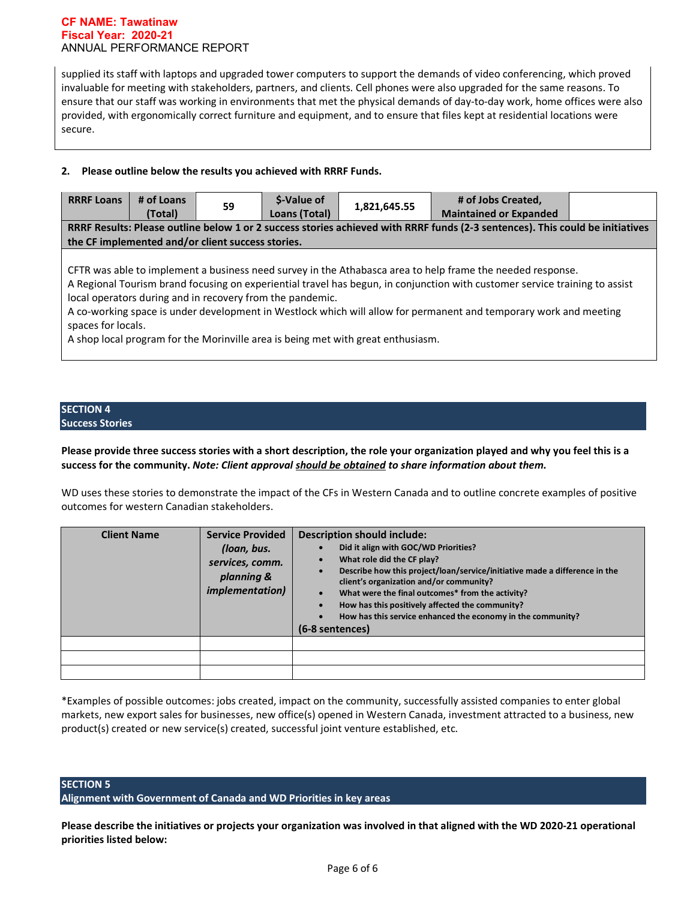supplied its staff with laptops and upgraded tower computers to support the demands of video conferencing, which proved invaluable for meeting with stakeholders, partners, and clients. Cell phones were also upgraded for the same reasons. To ensure that our staff was working in environments that met the physical demands of day-to-day work, home offices were also provided, with ergonomically correct furniture and equipment, and to ensure that files kept at residential locations were secure.

**2. Please outline below the results you achieved with RRRF Funds.**

| RRRF Loans | # of Loans (Total) | 59 | $-Value of Loans (Total) | 1,821,645.55 | # of Jobs Created, Maintained or Expanded | |
|---|---|---|---|---|---|---|
| **RRRF Results: Please outline below 1 or 2 success stories achieved with RRRF funds (2-3 sentences). This could be initiatives the CF implemented and/or client success stories.** | | | | | | |
| CFTR was able to implement a business need survey in the Athabasca area to help frame the needed response.<br>A Regional Tourism brand focusing on experiential travel has begun, in conjunction with customer service training to assist local operators during and in recovery from the pandemic.<br>A co-working space is under development in Westlock which will allow for permanent and temporary work and meeting spaces for locals.<br>A shop local program for the Morinville area is being met with great enthusiasm. | | | | | | |

## SECTION 4
## Success Stories

**Please provide three success stories with a short description, the role your organization played and why you feel this is a success for the community. *Note: Client approval <u>should be obtained</u> to share information about them.***

WD uses these stories to demonstrate the impact of the CFs in Western Canada and to outline concrete examples of positive outcomes for western Canadian stakeholders.

| Client Name | Service Provided *(loan, bus. services, comm. planning & implementation)* | Description should include:<br>• Did it align with GOC/WD Priorities?<br>• What role did the CF play?<br>• Describe how this project/loan/service/initiative made a difference in the client's organization and/or community?<br>• What were the final outcomes* from the activity?<br>• How has this positively affected the community?<br>• How has this service enhanced the economy in the community?<br>(6-8 sentences) |
|---|---|---|
| | | |
| | | |
| | | |

*Examples of possible outcomes: jobs created, impact on the community, successfully assisted companies to enter global markets, new export sales for businesses, new office(s) opened in Western Canada, investment attracted to a business, new product(s) created or new service(s) created, successful joint venture established, etc.

## SECTION 5
## Alignment with Government of Canada and WD Priorities in key areas

**Please describe the initiatives or projects your organization was involved in that aligned with the WD 2020-21 operational priorities listed below:**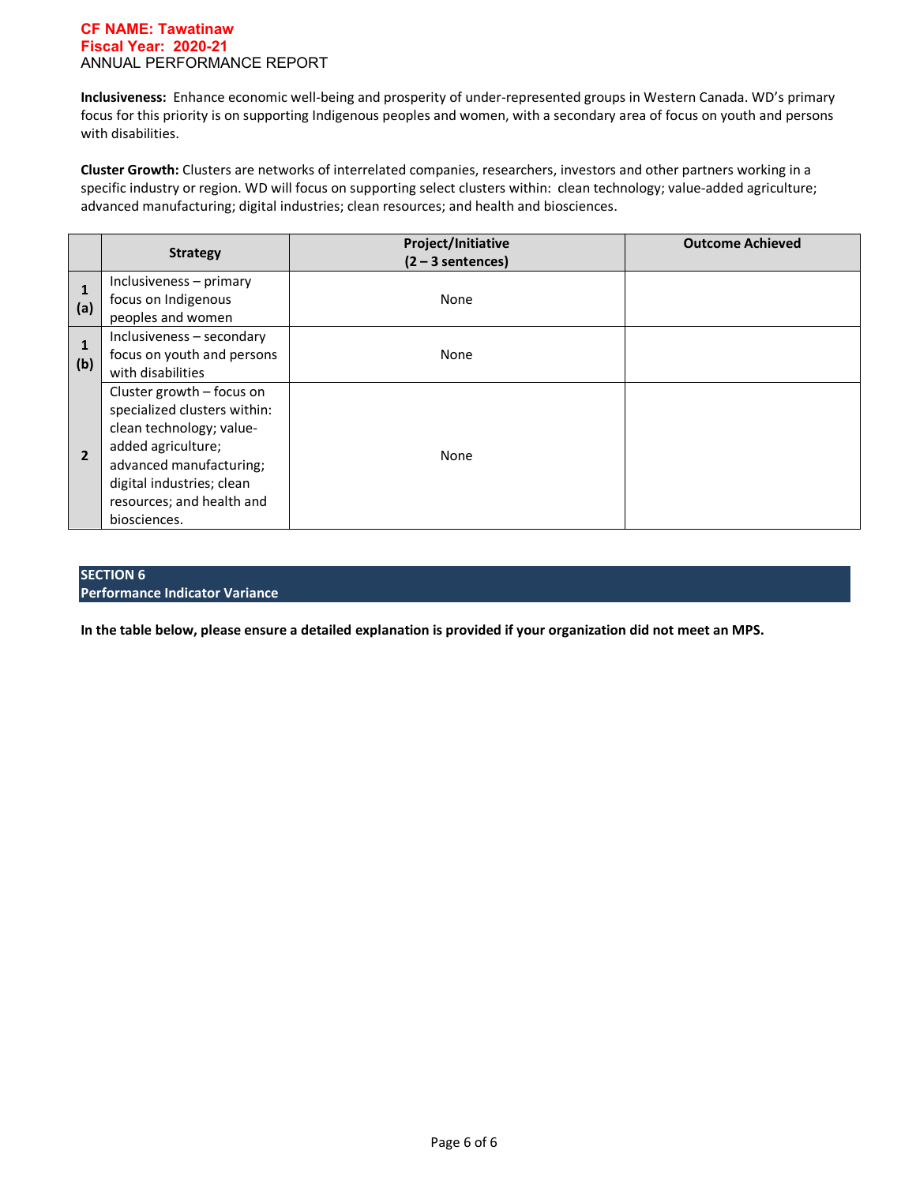**CF NAME: Tawatinaw**
**Fiscal Year: 2020-21**
ANNUAL PERFORMANCE REPORT

**Inclusiveness:** Enhance economic well-being and prosperity of under-represented groups in Western Canada. WD's primary focus for this priority is on supporting Indigenous peoples and women, with a secondary area of focus on youth and persons with disabilities.

**Cluster Growth:** Clusters are networks of interrelated companies, researchers, investors and other partners working in a specific industry or region. WD will focus on supporting select clusters within: clean technology; value-added agriculture; advanced manufacturing; digital industries; clean resources; and health and biosciences.

| | Strategy | Project/Initiative (2 – 3 sentences) | Outcome Achieved |
|---|---|---|---|
| **1 (a)** | Inclusiveness – primary focus on Indigenous peoples and women | None | |
| **1 (b)** | Inclusiveness – secondary focus on youth and persons with disabilities | None | |
| **2** | Cluster growth – focus on specialized clusters within: clean technology; value-added agriculture; advanced manufacturing; digital industries; clean resources; and health and biosciences. | None | |

## SECTION 6
## Performance Indicator Variance

**In the table below, please ensure a detailed explanation is provided if your organization did not meet an MPS.**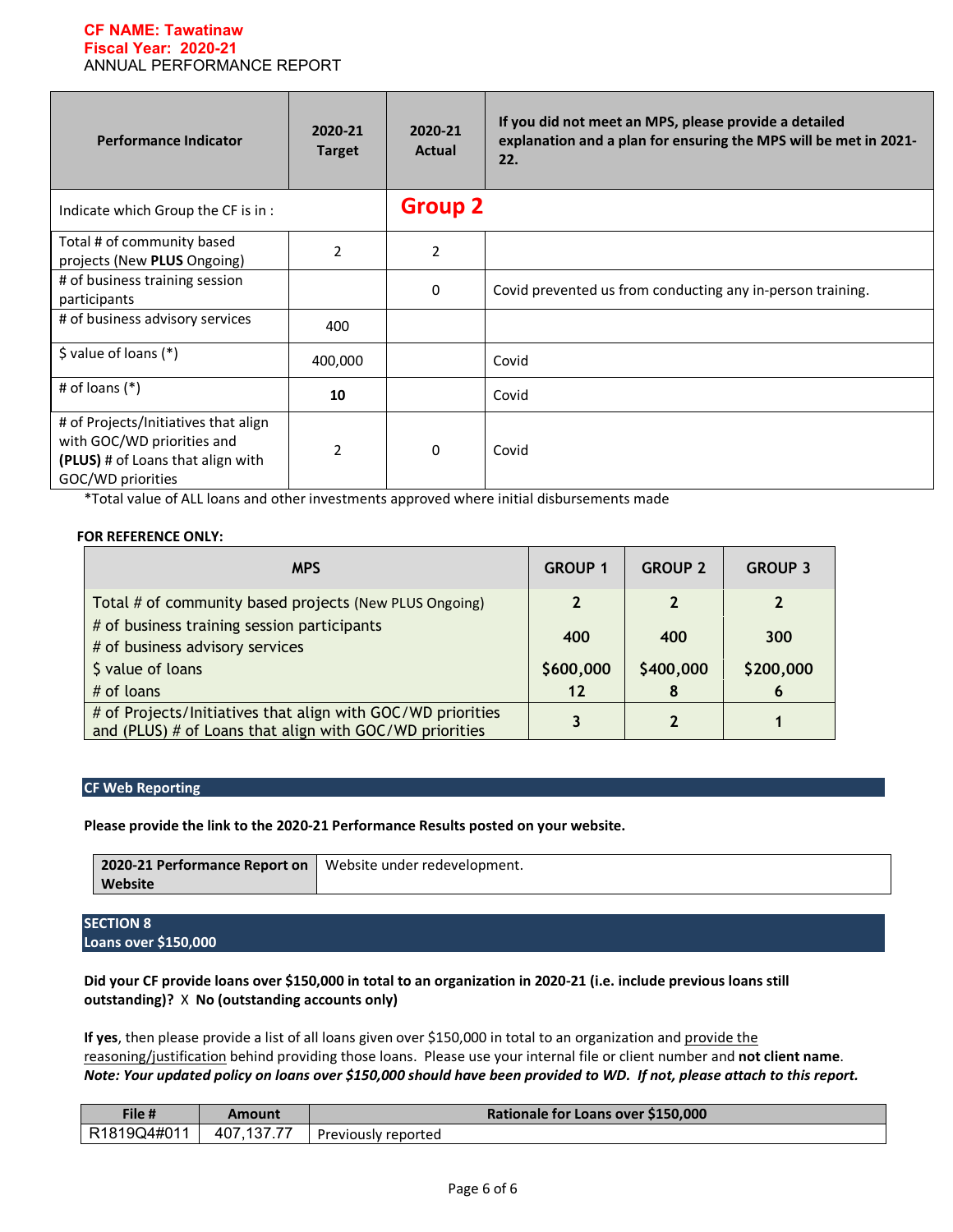**CF NAME: Tawatinaw**
**Fiscal Year: 2020-21**
ANNUAL PERFORMANCE REPORT

| Performance Indicator | 2020-21 Target | 2020-21 Actual | If you did not meet an MPS, please provide a detailed explanation and a plan for ensuring the MPS will be met in 2021-22. |
|---|---|---|---|
| Indicate which Group the CF is in : | | **Group 2** | |
| Total # of community based projects (New **PLUS** Ongoing) | 2 | 2 | |
| # of business training session participants | | 0 | Covid prevented us from conducting any in-person training. |
| # of business advisory services | 400 | | |
| $ value of loans (*) | 400,000 | | Covid |
| # of loans (*) | **10** | | Covid |
| # of Projects/Initiatives that align with GOC/WD priorities and **(PLUS)** # of Loans that align with GOC/WD priorities | 2 | 0 | Covid |

*Total value of ALL loans and other investments approved where initial disbursements made

**FOR REFERENCE ONLY:**

| MPS | GROUP 1 | GROUP 2 | GROUP 3 |
|---|---|---|---|
| Total # of community based projects (New PLUS Ongoing) | 2 | 2 | 2 |
| # of business training session participants<br># of business advisory services | 400 | 400 | 300 |
| $ value of loans | $600,000 | $400,000 | $200,000 |
| # of loans | 12 | 8 | 6 |
| # of Projects/Initiatives that align with GOC/WD priorities and (PLUS) # of Loans that align with GOC/WD priorities | 3 | 2 | 1 |

## CF Web Reporting

**Please provide the link to the 2020-21 Performance Results posted on your website.**

| **2020-21 Performance Report on Website** | Website under redevelopment. |
|---|---|

## SECTION 8
## Loans over $150,000

**Did your CF provide loans over $150,000 in total to an organization in 2020-21 (i.e. include previous loans still outstanding)?** X **No (outstanding accounts only)**

**If yes**, then please provide a list of all loans given over $150,000 in total to an organization and provide the reasoning/justification behind providing those loans. Please use your internal file or client number and **not client name**. ***Note: Your updated policy on loans over $150,000 should have been provided to WD. If not, please attach to this report.***

| File # | Amount | Rationale for Loans over $150,000 |
|---|---|---|
| R1819Q4#011 | 407,137.77 | Previously reported |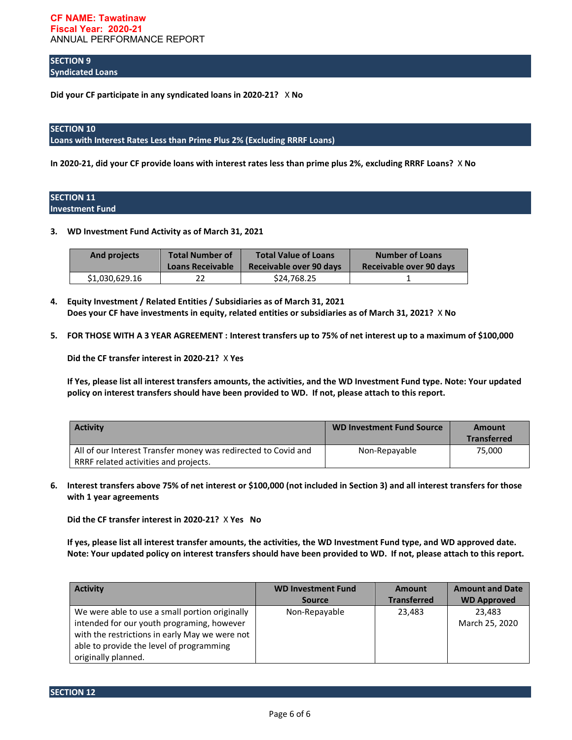**CF NAME: Tawatinaw**
**Fiscal Year: 2020-21**
ANNUAL PERFORMANCE REPORT

## SECTION 9
## Syndicated Loans

**Did your CF participate in any syndicated loans in 2020-21?** X **No**

## SECTION 10
## Loans with Interest Rates Less than Prime Plus 2% (Excluding RRRF Loans)

**In 2020-21, did your CF provide loans with interest rates less than prime plus 2%, excluding RRRF Loans?** X **No**

## SECTION 11
## Investment Fund

**3. WD Investment Fund Activity as of March 31, 2021**

| And projects | Total Number of Loans Receivable | Total Value of Loans Receivable over 90 days | Number of Loans Receivable over 90 days |
|---|---|---|---|
| $1,030,629.16 | 22 | $24,768.25 | 1 |

**4. Equity Investment / Related Entities / Subsidiaries as of March 31, 2021**
**Does your CF have investments in equity, related entities or subsidiaries as of March 31, 2021?** X **No**

**5. FOR THOSE WITH A 3 YEAR AGREEMENT : Interest transfers up to 75% of net interest up to a maximum of $100,000**

**Did the CF transfer interest in 2020-21?** X **Yes**

**If Yes, please list all interest transfers amounts, the activities, and the WD Investment Fund type. Note: Your updated policy on interest transfers should have been provided to WD. If not, please attach to this report.**

| Activity | WD Investment Fund Source | Amount Transferred |
|---|---|---|
| All of our Interest Transfer money was redirected to Covid and RRRF related activities and projects. | Non-Repayable | 75,000 |

**6. Interest transfers above 75% of net interest or $100,000 (not included in Section 3) and all interest transfers for those with 1 year agreements**

**Did the CF transfer interest in 2020-21?** X **Yes No**

**If yes, please list all interest transfer amounts, the activities, the WD Investment Fund type, and WD approved date. Note: Your updated policy on interest transfers should have been provided to WD. If not, please attach to this report.**

| Activity | WD Investment Fund Source | Amount Transferred | Amount and Date WD Approved |
|---|---|---|---|
| We were able to use a small portion originally intended for our youth programing, however with the restrictions in early May we were not able to provide the level of programming originally planned. | Non-Repayable | 23,483 | 23,483 March 25, 2020 |

## SECTION 12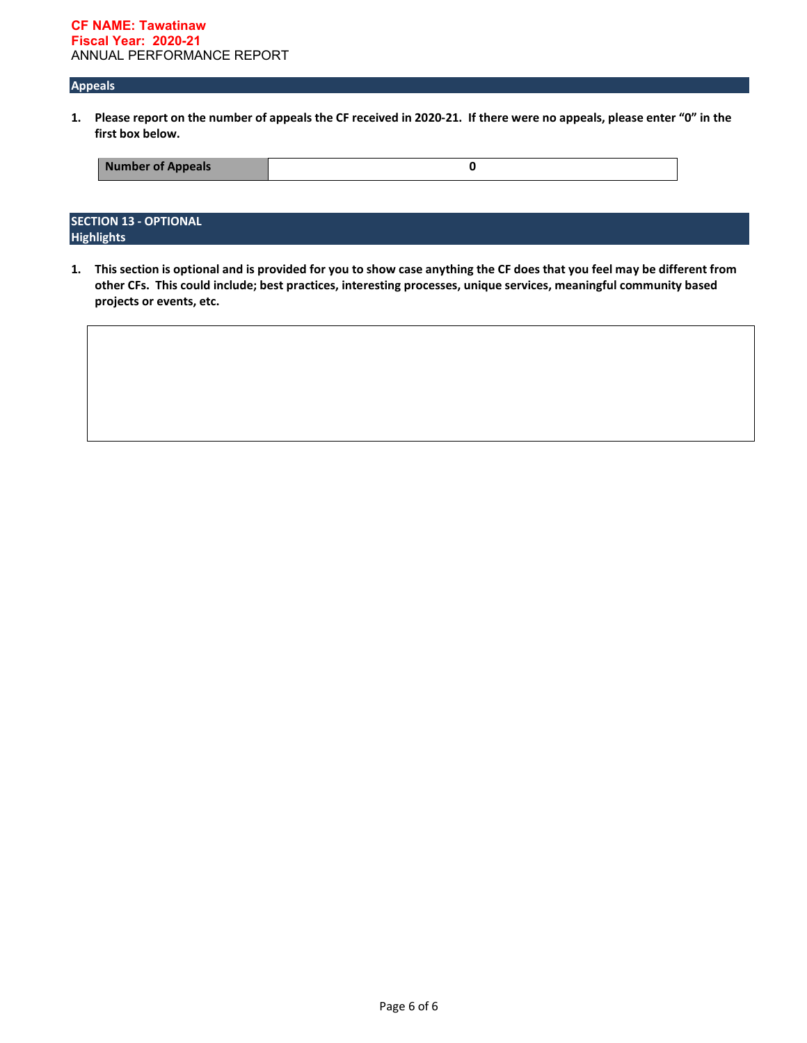**CF NAME: Tawatinaw**
**Fiscal Year: 2020-21**
ANNUAL PERFORMANCE REPORT

## Appeals

1. **Please report on the number of appeals the CF received in 2020-21. If there were no appeals, please enter "0" in the first box below.**

| | |
|---|---|
| **Number of Appeals** | **0** |

## SECTION 13 - OPTIONAL
## Highlights

1. **This section is optional and is provided for you to show case anything the CF does that you feel may be different from other CFs. This could include; best practices, interesting processes, unique services, meaningful community based projects or events, etc.**